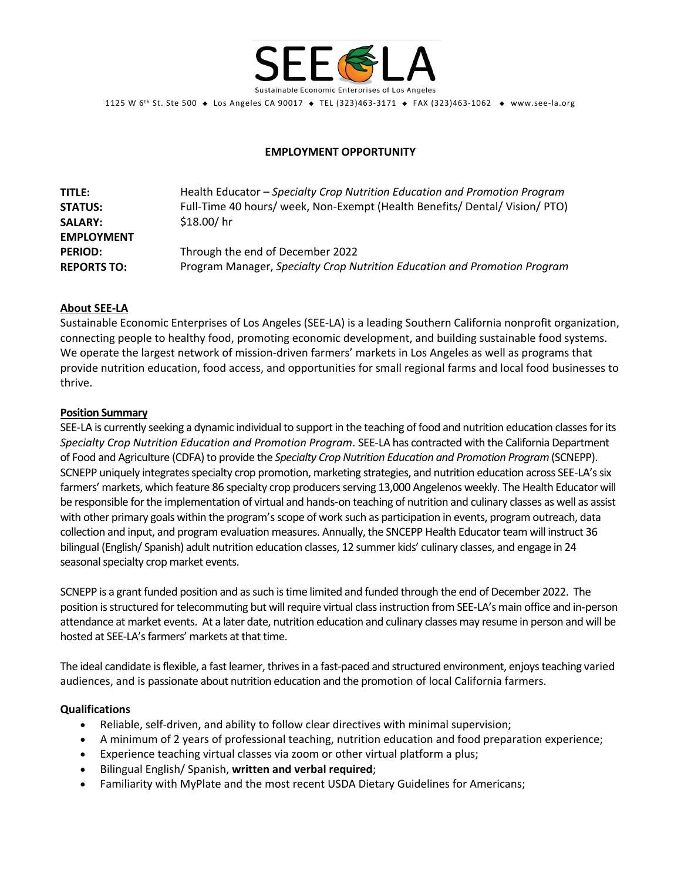SEE-LA
Sustainable Economic Enterprises of Los Angeles

1125 W 6th St. Ste 500 ◆ Los Angeles CA 90017 ◆ TEL (323)463-3171 ◆ FAX (323)463-1062 ◆ www.see-la.org

## EMPLOYMENT OPPORTUNITY

| | |
|---|---|
| **TITLE:** | Health Educator – *Specialty Crop Nutrition Education and Promotion Program* |
| **STATUS:** | Full-Time 40 hours/ week, Non-Exempt (Health Benefits/ Dental/ Vision/ PTO) |
| **SALARY:** | $18.00/ hr |
| **EMPLOYMENT PERIOD:** | Through the end of December 2022 |
| **REPORTS TO:** | Program Manager, *Specialty Crop Nutrition Education and Promotion Program* |

### About SEE-LA

Sustainable Economic Enterprises of Los Angeles (SEE-LA) is a leading Southern California nonprofit organization, connecting people to healthy food, promoting economic development, and building sustainable food systems. We operate the largest network of mission-driven farmers' markets in Los Angeles as well as programs that provide nutrition education, food access, and opportunities for small regional farms and local food businesses to thrive.

### Position Summary

SEE-LA is currently seeking a dynamic individual to support in the teaching of food and nutrition education classes for its *Specialty Crop Nutrition Education and Promotion Program*. SEE-LA has contracted with the California Department of Food and Agriculture (CDFA) to provide the *Specialty Crop Nutrition Education and Promotion Program* (SCNEPP). SCNEPP uniquely integrates specialty crop promotion, marketing strategies, and nutrition education across SEE-LA's six farmers' markets, which feature 86 specialty crop producers serving 13,000 Angelenos weekly. The Health Educator will be responsible for the implementation of virtual and hands-on teaching of nutrition and culinary classes as well as assist with other primary goals within the program's scope of work such as participation in events, program outreach, data collection and input, and program evaluation measures. Annually, the SNCEPP Health Educator team will instruct 36 bilingual (English/ Spanish) adult nutrition education classes, 12 summer kids' culinary classes, and engage in 24 seasonal specialty crop market events.

SCNEPP is a grant funded position and as such is time limited and funded through the end of December 2022. The position is structured for telecommuting but will require virtual class instruction from SEE-LA's main office and in-person attendance at market events. At a later date, nutrition education and culinary classes may resume in person and will be hosted at SEE-LA's farmers' markets at that time.

The ideal candidate is flexible, a fast learner, thrives in a fast-paced and structured environment, enjoys teaching varied audiences, and is passionate about nutrition education and the promotion of local California farmers.

### Qualifications

- Reliable, self-driven, and ability to follow clear directives with minimal supervision;
- A minimum of 2 years of professional teaching, nutrition education and food preparation experience;
- Experience teaching virtual classes via zoom or other virtual platform a plus;
- Bilingual English/ Spanish, **written and verbal required**;
- Familiarity with MyPlate and the most recent USDA Dietary Guidelines for Americans;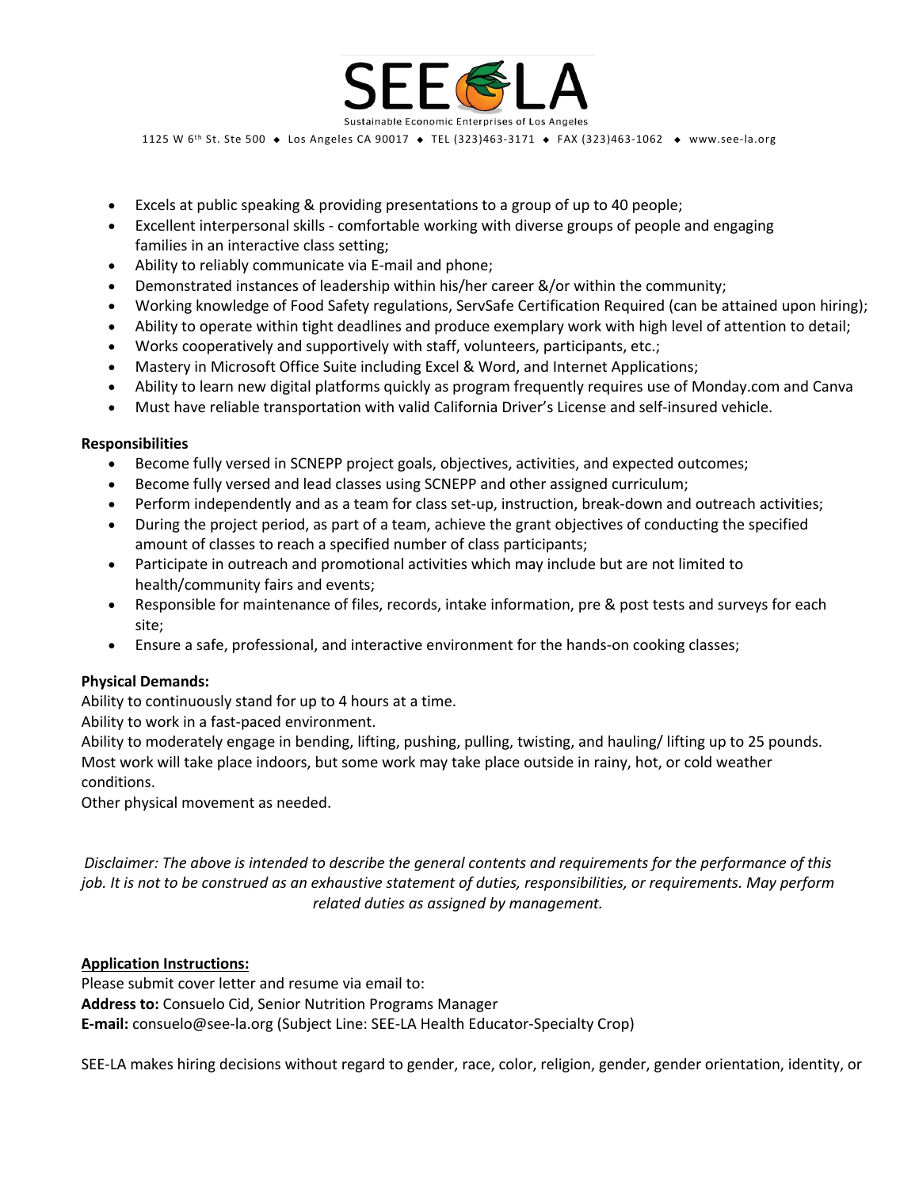- Excels at public speaking & providing presentations to a group of up to 40 people;
- Excellent interpersonal skills - comfortable working with diverse groups of people and engaging families in an interactive class setting;
- Ability to reliably communicate via E-mail and phone;
- Demonstrated instances of leadership within his/her career &/or within the community;
- Working knowledge of Food Safety regulations, ServSafe Certification Required (can be attained upon hiring);
- Ability to operate within tight deadlines and produce exemplary work with high level of attention to detail;
- Works cooperatively and supportively with staff, volunteers, participants, etc.;
- Mastery in Microsoft Office Suite including Excel & Word, and Internet Applications;
- Ability to learn new digital platforms quickly as program frequently requires use of Monday.com and Canva
- Must have reliable transportation with valid California Driver's License and self-insured vehicle.

**Responsibilities**

- Become fully versed in SCNEPP project goals, objectives, activities, and expected outcomes;
- Become fully versed and lead classes using SCNEPP and other assigned curriculum;
- Perform independently and as a team for class set-up, instruction, break-down and outreach activities;
- During the project period, as part of a team, achieve the grant objectives of conducting the specified amount of classes to reach a specified number of class participants;
- Participate in outreach and promotional activities which may include but are not limited to health/community fairs and events;
- Responsible for maintenance of files, records, intake information, pre & post tests and surveys for each site;
- Ensure a safe, professional, and interactive environment for the hands-on cooking classes;

**Physical Demands:**

Ability to continuously stand for up to 4 hours at a time.
Ability to work in a fast-paced environment.
Ability to moderately engage in bending, lifting, pushing, pulling, twisting, and hauling/ lifting up to 25 pounds.
Most work will take place indoors, but some work may take place outside in rainy, hot, or cold weather conditions.
Other physical movement as needed.

*Disclaimer: The above is intended to describe the general contents and requirements for the performance of this job. It is not to be construed as an exhaustive statement of duties, responsibilities, or requirements. May perform related duties as assigned by management.*

**Application Instructions:**

Please submit cover letter and resume via email to:
**Address to:** Consuelo Cid, Senior Nutrition Programs Manager
**E-mail:** consuelo@see-la.org (Subject Line: SEE-LA Health Educator-Specialty Crop)

SEE-LA makes hiring decisions without regard to gender, race, color, religion, gender, gender orientation, identity, or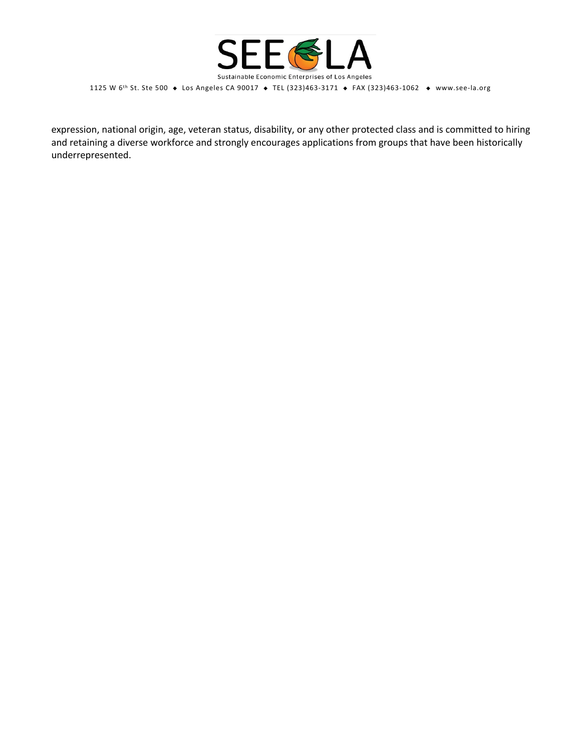expression, national origin, age, veteran status, disability, or any other protected class and is committed to hiring and retaining a diverse workforce and strongly encourages applications from groups that have been historically underrepresented.